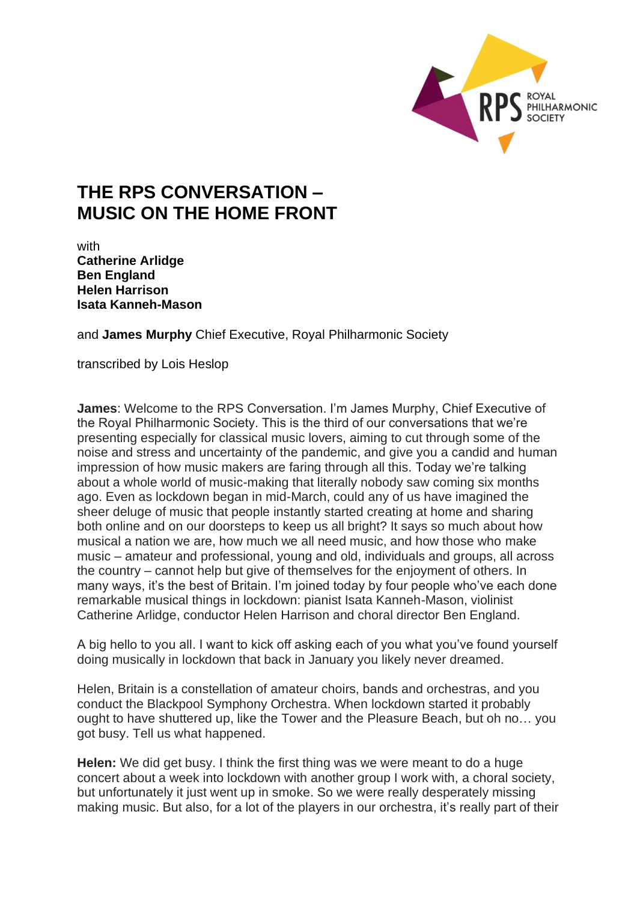# THE RPS CONVERSATION – MUSIC ON THE HOME FRONT

with
**Catherine Arlidge**
**Ben England**
**Helen Harrison**
**Isata Kanneh-Mason**

and **James Murphy** Chief Executive, Royal Philharmonic Society

transcribed by Lois Heslop

**James**: Welcome to the RPS Conversation. I'm James Murphy, Chief Executive of the Royal Philharmonic Society. This is the third of our conversations that we're presenting especially for classical music lovers, aiming to cut through some of the noise and stress and uncertainty of the pandemic, and give you a candid and human impression of how music makers are faring through all this. Today we're talking about a whole world of music-making that literally nobody saw coming six months ago. Even as lockdown began in mid-March, could any of us have imagined the sheer deluge of music that people instantly started creating at home and sharing both online and on our doorsteps to keep us all bright? It says so much about how musical a nation we are, how much we all need music, and how those who make music – amateur and professional, young and old, individuals and groups, all across the country – cannot help but give of themselves for the enjoyment of others. In many ways, it's the best of Britain. I'm joined today by four people who've each done remarkable musical things in lockdown: pianist Isata Kanneh-Mason, violinist Catherine Arlidge, conductor Helen Harrison and choral director Ben England.

A big hello to you all. I want to kick off asking each of you what you've found yourself doing musically in lockdown that back in January you likely never dreamed.

Helen, Britain is a constellation of amateur choirs, bands and orchestras, and you conduct the Blackpool Symphony Orchestra. When lockdown started it probably ought to have shuttered up, like the Tower and the Pleasure Beach, but oh no… you got busy. Tell us what happened.

**Helen:** We did get busy. I think the first thing was we were meant to do a huge concert about a week into lockdown with another group I work with, a choral society, but unfortunately it just went up in smoke. So we were really desperately missing making music. But also, for a lot of the players in our orchestra, it's really part of their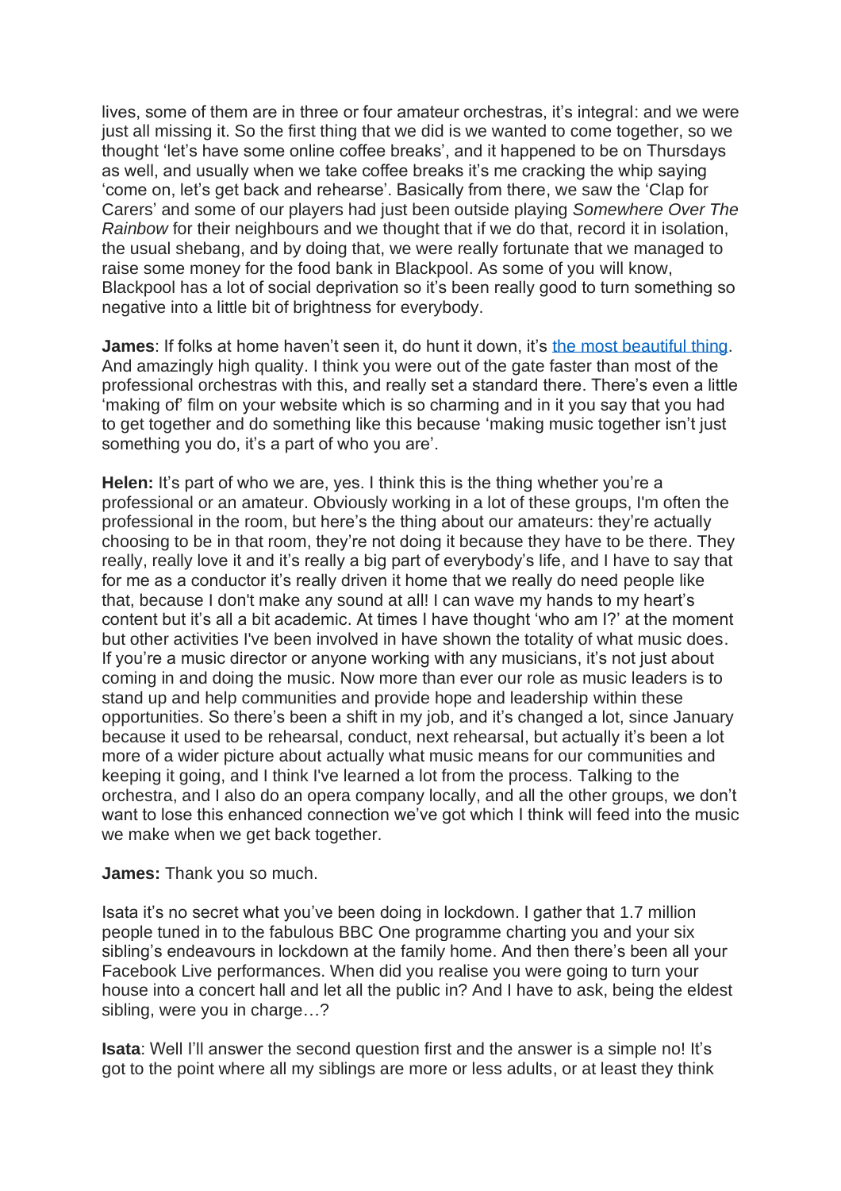lives, some of them are in three or four amateur orchestras, it's integral: and we were just all missing it. So the first thing that we did is we wanted to come together, so we thought 'let's have some online coffee breaks', and it happened to be on Thursdays as well, and usually when we take coffee breaks it's me cracking the whip saying 'come on, let's get back and rehearse'. Basically from there, we saw the 'Clap for Carers' and some of our players had just been outside playing *Somewhere Over The Rainbow* for their neighbours and we thought that if we do that, record it in isolation, the usual shebang, and by doing that, we were really fortunate that we managed to raise some money for the food bank in Blackpool. As some of you will know, Blackpool has a lot of social deprivation so it's been really good to turn something so negative into a little bit of brightness for everybody.

**James**: If folks at home haven't seen it, do hunt it down, it's the most beautiful thing. And amazingly high quality. I think you were out of the gate faster than most of the professional orchestras with this, and really set a standard there. There's even a little 'making of' film on your website which is so charming and in it you say that you had to get together and do something like this because 'making music together isn't just something you do, it's a part of who you are'.

**Helen:** It's part of who we are, yes. I think this is the thing whether you're a professional or an amateur. Obviously working in a lot of these groups, I'm often the professional in the room, but here's the thing about our amateurs: they're actually choosing to be in that room, they're not doing it because they have to be there. They really, really love it and it's really a big part of everybody's life, and I have to say that for me as a conductor it's really driven it home that we really do need people like that, because I don't make any sound at all! I can wave my hands to my heart's content but it's all a bit academic. At times I have thought 'who am I?' at the moment but other activities I've been involved in have shown the totality of what music does. If you're a music director or anyone working with any musicians, it's not just about coming in and doing the music. Now more than ever our role as music leaders is to stand up and help communities and provide hope and leadership within these opportunities. So there's been a shift in my job, and it's changed a lot, since January because it used to be rehearsal, conduct, next rehearsal, but actually it's been a lot more of a wider picture about actually what music means for our communities and keeping it going, and I think I've learned a lot from the process. Talking to the orchestra, and I also do an opera company locally, and all the other groups, we don't want to lose this enhanced connection we've got which I think will feed into the music we make when we get back together.

**James:** Thank you so much.

Isata it's no secret what you've been doing in lockdown. I gather that 1.7 million people tuned in to the fabulous BBC One programme charting you and your six sibling's endeavours in lockdown at the family home. And then there's been all your Facebook Live performances. When did you realise you were going to turn your house into a concert hall and let all the public in? And I have to ask, being the eldest sibling, were you in charge…?

**Isata**: Well I'll answer the second question first and the answer is a simple no! It's got to the point where all my siblings are more or less adults, or at least they think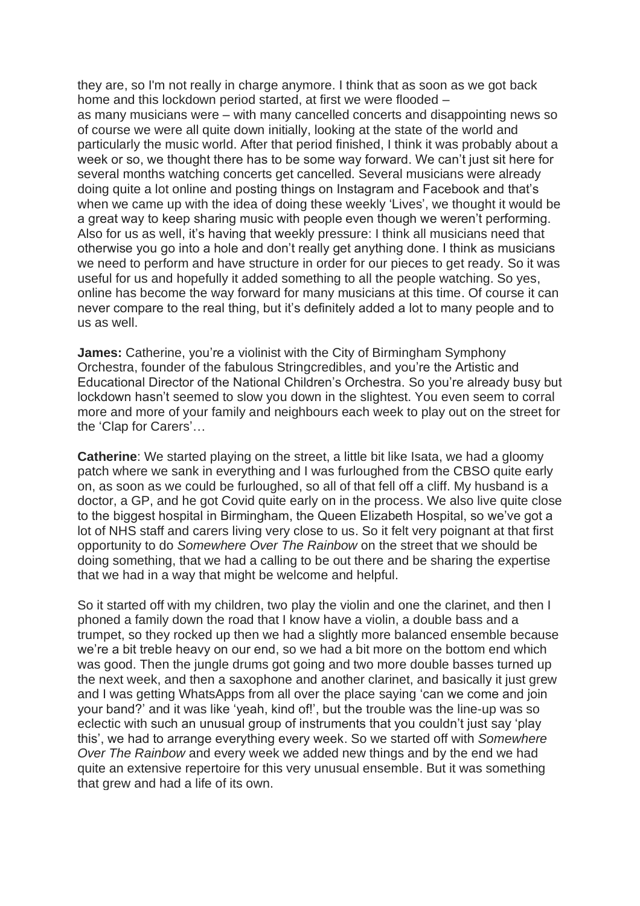they are, so I'm not really in charge anymore. I think that as soon as we got back home and this lockdown period started, at first we were flooded – as many musicians were – with many cancelled concerts and disappointing news so of course we were all quite down initially, looking at the state of the world and particularly the music world. After that period finished, I think it was probably about a week or so, we thought there has to be some way forward. We can't just sit here for several months watching concerts get cancelled. Several musicians were already doing quite a lot online and posting things on Instagram and Facebook and that's when we came up with the idea of doing these weekly 'Lives', we thought it would be a great way to keep sharing music with people even though we weren't performing. Also for us as well, it's having that weekly pressure: I think all musicians need that otherwise you go into a hole and don't really get anything done. I think as musicians we need to perform and have structure in order for our pieces to get ready. So it was useful for us and hopefully it added something to all the people watching. So yes, online has become the way forward for many musicians at this time. Of course it can never compare to the real thing, but it's definitely added a lot to many people and to us as well.

**James:** Catherine, you're a violinist with the City of Birmingham Symphony Orchestra, founder of the fabulous Stringcredibles, and you're the Artistic and Educational Director of the National Children's Orchestra. So you're already busy but lockdown hasn't seemed to slow you down in the slightest. You even seem to corral more and more of your family and neighbours each week to play out on the street for the 'Clap for Carers'…

**Catherine**: We started playing on the street, a little bit like Isata, we had a gloomy patch where we sank in everything and I was furloughed from the CBSO quite early on, as soon as we could be furloughed, so all of that fell off a cliff. My husband is a doctor, a GP, and he got Covid quite early on in the process. We also live quite close to the biggest hospital in Birmingham, the Queen Elizabeth Hospital, so we've got a lot of NHS staff and carers living very close to us. So it felt very poignant at that first opportunity to do *Somewhere Over The Rainbow* on the street that we should be doing something, that we had a calling to be out there and be sharing the expertise that we had in a way that might be welcome and helpful.

So it started off with my children, two play the violin and one the clarinet, and then I phoned a family down the road that I know have a violin, a double bass and a trumpet, so they rocked up then we had a slightly more balanced ensemble because we're a bit treble heavy on our end, so we had a bit more on the bottom end which was good. Then the jungle drums got going and two more double basses turned up the next week, and then a saxophone and another clarinet, and basically it just grew and I was getting WhatsApps from all over the place saying 'can we come and join your band?' and it was like 'yeah, kind of!', but the trouble was the line-up was so eclectic with such an unusual group of instruments that you couldn't just say 'play this', we had to arrange everything every week. So we started off with *Somewhere Over The Rainbow* and every week we added new things and by the end we had quite an extensive repertoire for this very unusual ensemble. But it was something that grew and had a life of its own.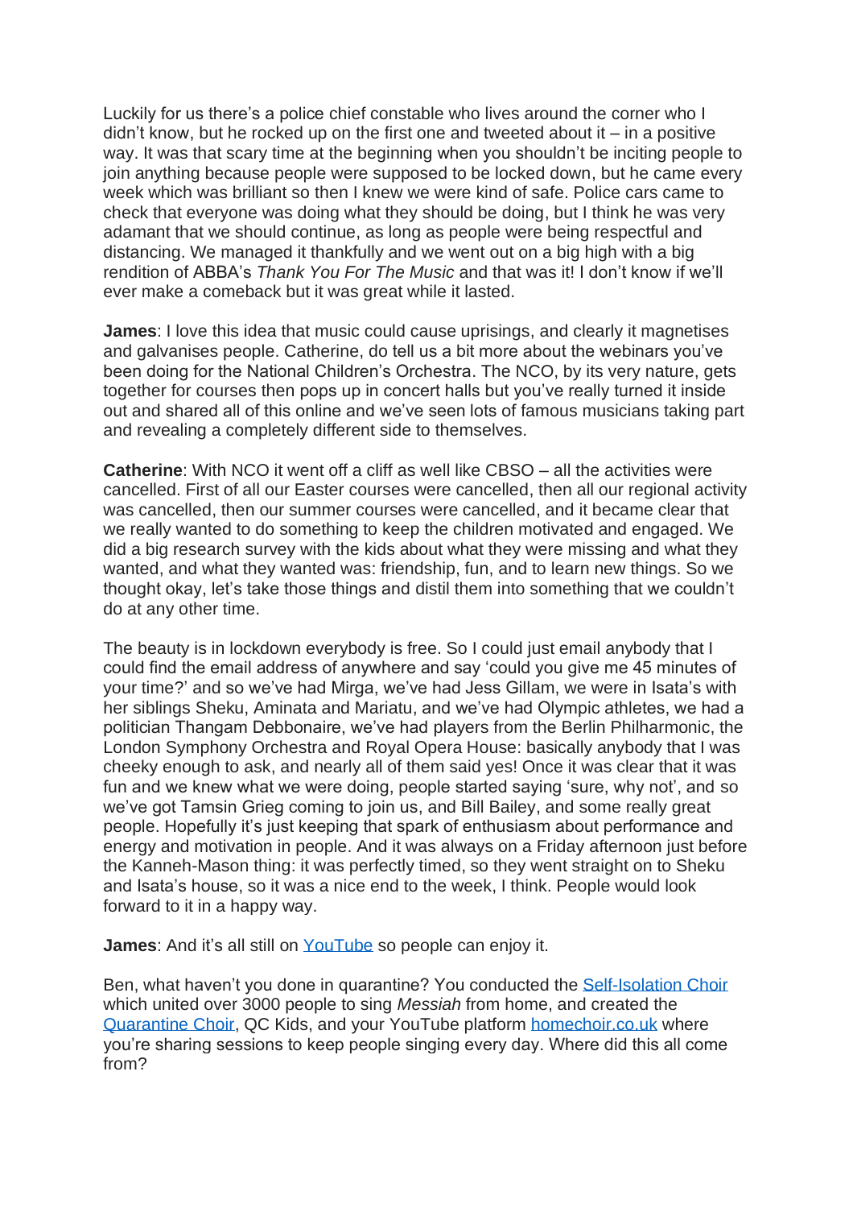Luckily for us there's a police chief constable who lives around the corner who I didn't know, but he rocked up on the first one and tweeted about it – in a positive way. It was that scary time at the beginning when you shouldn't be inciting people to join anything because people were supposed to be locked down, but he came every week which was brilliant so then I knew we were kind of safe. Police cars came to check that everyone was doing what they should be doing, but I think he was very adamant that we should continue, as long as people were being respectful and distancing. We managed it thankfully and we went out on a big high with a big rendition of ABBA's *Thank You For The Music* and that was it! I don't know if we'll ever make a comeback but it was great while it lasted.

**James**: I love this idea that music could cause uprisings, and clearly it magnetises and galvanises people. Catherine, do tell us a bit more about the webinars you've been doing for the National Children's Orchestra. The NCO, by its very nature, gets together for courses then pops up in concert halls but you've really turned it inside out and shared all of this online and we've seen lots of famous musicians taking part and revealing a completely different side to themselves.

**Catherine**: With NCO it went off a cliff as well like CBSO – all the activities were cancelled. First of all our Easter courses were cancelled, then all our regional activity was cancelled, then our summer courses were cancelled, and it became clear that we really wanted to do something to keep the children motivated and engaged. We did a big research survey with the kids about what they were missing and what they wanted, and what they wanted was: friendship, fun, and to learn new things. So we thought okay, let's take those things and distil them into something that we couldn't do at any other time.

The beauty is in lockdown everybody is free. So I could just email anybody that I could find the email address of anywhere and say 'could you give me 45 minutes of your time?' and so we've had Mirga, we've had Jess Gillam, we were in Isata's with her siblings Sheku, Aminata and Mariatu, and we've had Olympic athletes, we had a politician Thangam Debbonaire, we've had players from the Berlin Philharmonic, the London Symphony Orchestra and Royal Opera House: basically anybody that I was cheeky enough to ask, and nearly all of them said yes! Once it was clear that it was fun and we knew what we were doing, people started saying 'sure, why not', and so we've got Tamsin Grieg coming to join us, and Bill Bailey, and some really great people. Hopefully it's just keeping that spark of enthusiasm about performance and energy and motivation in people. And it was always on a Friday afternoon just before the Kanneh-Mason thing: it was perfectly timed, so they went straight on to Sheku and Isata's house, so it was a nice end to the week, I think. People would look forward to it in a happy way.

**James**: And it's all still on YouTube so people can enjoy it.

Ben, what haven't you done in quarantine? You conducted the Self-Isolation Choir which united over 3000 people to sing *Messiah* from home, and created the Quarantine Choir, QC Kids, and your YouTube platform homechoir.co.uk where you're sharing sessions to keep people singing every day. Where did this all come from?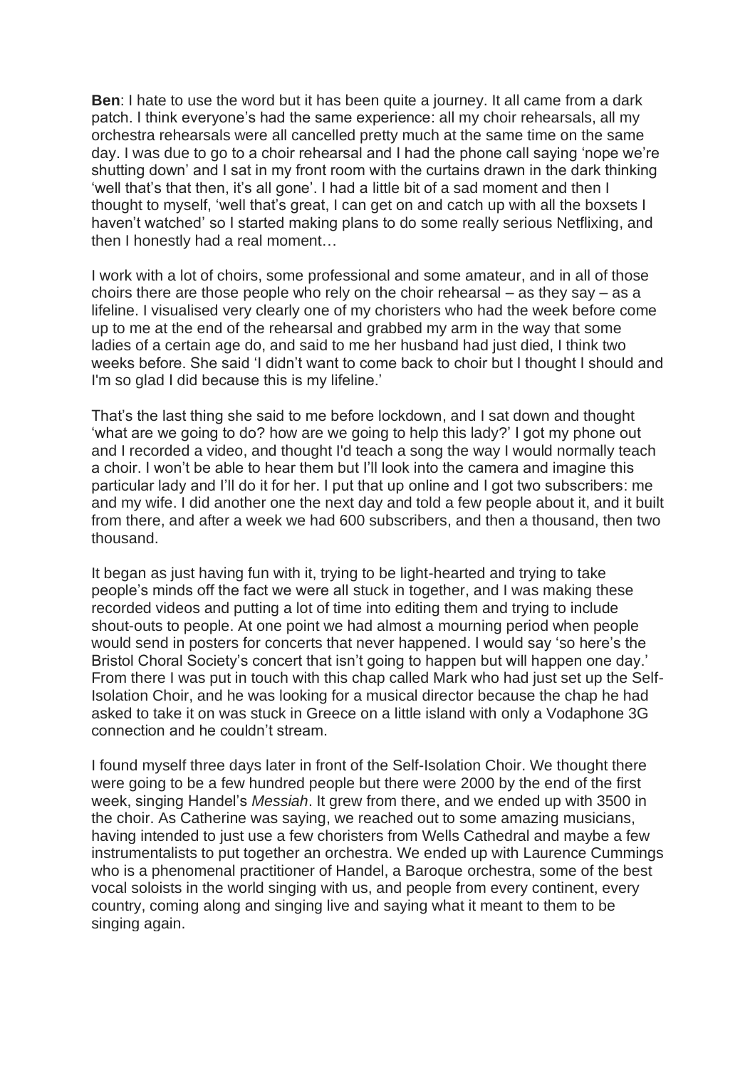**Ben**: I hate to use the word but it has been quite a journey. It all came from a dark patch. I think everyone's had the same experience: all my choir rehearsals, all my orchestra rehearsals were all cancelled pretty much at the same time on the same day. I was due to go to a choir rehearsal and I had the phone call saying 'nope we're shutting down' and I sat in my front room with the curtains drawn in the dark thinking 'well that's that then, it's all gone'. I had a little bit of a sad moment and then I thought to myself, 'well that's great, I can get on and catch up with all the boxsets I haven't watched' so I started making plans to do some really serious Netflixing, and then I honestly had a real moment…

I work with a lot of choirs, some professional and some amateur, and in all of those choirs there are those people who rely on the choir rehearsal – as they say – as a lifeline. I visualised very clearly one of my choristers who had the week before come up to me at the end of the rehearsal and grabbed my arm in the way that some ladies of a certain age do, and said to me her husband had just died, I think two weeks before. She said 'I didn't want to come back to choir but I thought I should and I'm so glad I did because this is my lifeline.'

That's the last thing she said to me before lockdown, and I sat down and thought 'what are we going to do? how are we going to help this lady?' I got my phone out and I recorded a video, and thought I'd teach a song the way I would normally teach a choir. I won't be able to hear them but I'll look into the camera and imagine this particular lady and I'll do it for her. I put that up online and I got two subscribers: me and my wife. I did another one the next day and told a few people about it, and it built from there, and after a week we had 600 subscribers, and then a thousand, then two thousand.

It began as just having fun with it, trying to be light-hearted and trying to take people's minds off the fact we were all stuck in together, and I was making these recorded videos and putting a lot of time into editing them and trying to include shout-outs to people. At one point we had almost a mourning period when people would send in posters for concerts that never happened. I would say 'so here's the Bristol Choral Society's concert that isn't going to happen but will happen one day.' From there I was put in touch with this chap called Mark who had just set up the Self-Isolation Choir, and he was looking for a musical director because the chap he had asked to take it on was stuck in Greece on a little island with only a Vodaphone 3G connection and he couldn't stream.

I found myself three days later in front of the Self-Isolation Choir. We thought there were going to be a few hundred people but there were 2000 by the end of the first week, singing Handel's *Messiah*. It grew from there, and we ended up with 3500 in the choir. As Catherine was saying, we reached out to some amazing musicians, having intended to just use a few choristers from Wells Cathedral and maybe a few instrumentalists to put together an orchestra. We ended up with Laurence Cummings who is a phenomenal practitioner of Handel, a Baroque orchestra, some of the best vocal soloists in the world singing with us, and people from every continent, every country, coming along and singing live and saying what it meant to them to be singing again.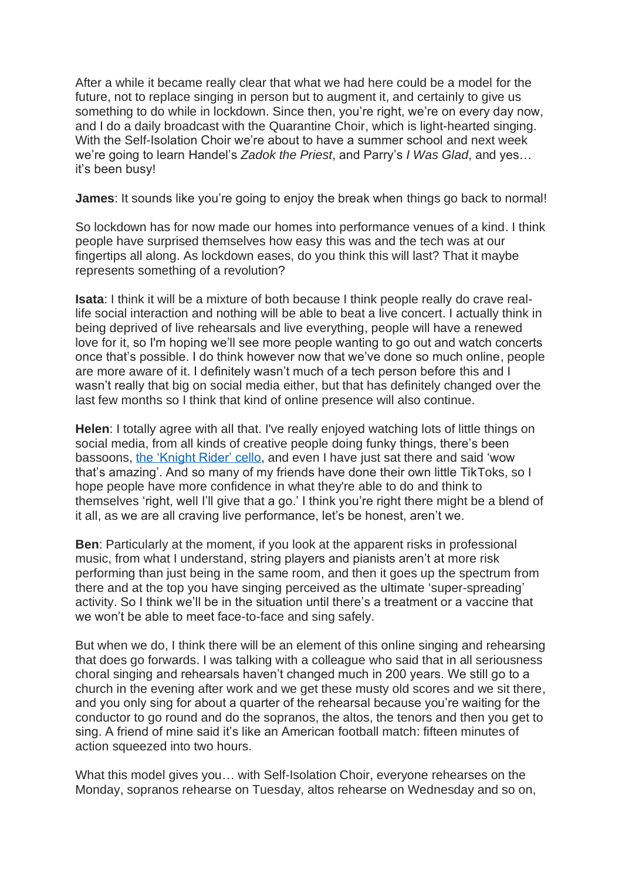After a while it became really clear that what we had here could be a model for the future, not to replace singing in person but to augment it, and certainly to give us something to do while in lockdown. Since then, you're right, we're on every day now, and I do a daily broadcast with the Quarantine Choir, which is light-hearted singing. With the Self-Isolation Choir we're about to have a summer school and next week we're going to learn Handel's *Zadok the Priest*, and Parry's *I Was Glad*, and yes… it's been busy!

**James**: It sounds like you're going to enjoy the break when things go back to normal!

So lockdown has for now made our homes into performance venues of a kind. I think people have surprised themselves how easy this was and the tech was at our fingertips all along. As lockdown eases, do you think this will last? That it maybe represents something of a revolution?

**Isata**: I think it will be a mixture of both because I think people really do crave real-life social interaction and nothing will be able to beat a live concert. I actually think in being deprived of live rehearsals and live everything, people will have a renewed love for it, so I'm hoping we'll see more people wanting to go out and watch concerts once that's possible. I do think however now that we've done so much online, people are more aware of it. I definitely wasn't much of a tech person before this and I wasn't really that big on social media either, but that has definitely changed over the last few months so I think that kind of online presence will also continue.

**Helen**: I totally agree with all that. I've really enjoyed watching lots of little things on social media, from all kinds of creative people doing funky things, there's been bassoons, the 'Knight Rider' cello, and even I have just sat there and said 'wow that's amazing'. And so many of my friends have done their own little TikToks, so I hope people have more confidence in what they're able to do and think to themselves 'right, well I'll give that a go.' I think you're right there might be a blend of it all, as we are all craving live performance, let's be honest, aren't we.

**Ben**: Particularly at the moment, if you look at the apparent risks in professional music, from what I understand, string players and pianists aren't at more risk performing than just being in the same room, and then it goes up the spectrum from there and at the top you have singing perceived as the ultimate 'super-spreading' activity. So I think we'll be in the situation until there's a treatment or a vaccine that we won't be able to meet face-to-face and sing safely.

But when we do, I think there will be an element of this online singing and rehearsing that does go forwards. I was talking with a colleague who said that in all seriousness choral singing and rehearsals haven't changed much in 200 years. We still go to a church in the evening after work and we get these musty old scores and we sit there, and you only sing for about a quarter of the rehearsal because you're waiting for the conductor to go round and do the sopranos, the altos, the tenors and then you get to sing. A friend of mine said it's like an American football match: fifteen minutes of action squeezed into two hours.

What this model gives you… with Self-Isolation Choir, everyone rehearses on the Monday, sopranos rehearse on Tuesday, altos rehearse on Wednesday and so on,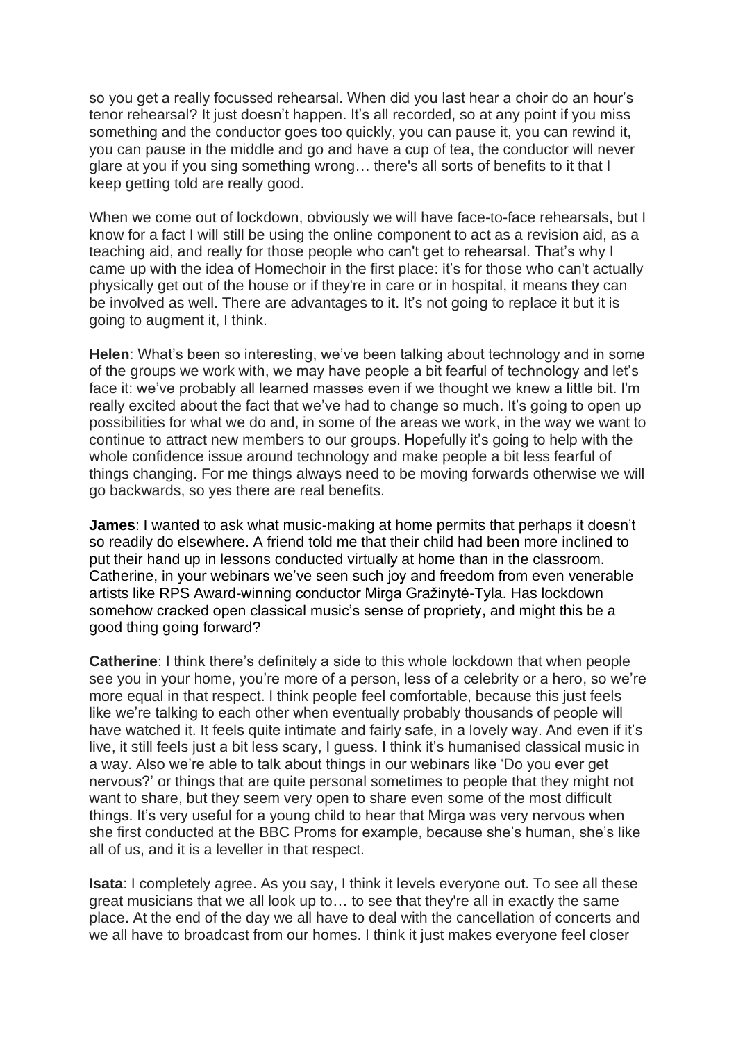so you get a really focussed rehearsal. When did you last hear a choir do an hour's tenor rehearsal? It just doesn't happen. It's all recorded, so at any point if you miss something and the conductor goes too quickly, you can pause it, you can rewind it, you can pause in the middle and go and have a cup of tea, the conductor will never glare at you if you sing something wrong… there's all sorts of benefits to it that I keep getting told are really good.

When we come out of lockdown, obviously we will have face-to-face rehearsals, but I know for a fact I will still be using the online component to act as a revision aid, as a teaching aid, and really for those people who can't get to rehearsal. That's why I came up with the idea of Homechoir in the first place: it's for those who can't actually physically get out of the house or if they're in care or in hospital, it means they can be involved as well. There are advantages to it. It's not going to replace it but it is going to augment it, I think.

**Helen**: What's been so interesting, we've been talking about technology and in some of the groups we work with, we may have people a bit fearful of technology and let's face it: we've probably all learned masses even if we thought we knew a little bit. I'm really excited about the fact that we've had to change so much. It's going to open up possibilities for what we do and, in some of the areas we work, in the way we want to continue to attract new members to our groups. Hopefully it's going to help with the whole confidence issue around technology and make people a bit less fearful of things changing. For me things always need to be moving forwards otherwise we will go backwards, so yes there are real benefits.

**James**: I wanted to ask what music-making at home permits that perhaps it doesn't so readily do elsewhere. A friend told me that their child had been more inclined to put their hand up in lessons conducted virtually at home than in the classroom. Catherine, in your webinars we've seen such joy and freedom from even venerable artists like RPS Award-winning conductor Mirga Gražinytė-Tyla. Has lockdown somehow cracked open classical music's sense of propriety, and might this be a good thing going forward?

**Catherine**: I think there's definitely a side to this whole lockdown that when people see you in your home, you're more of a person, less of a celebrity or a hero, so we're more equal in that respect. I think people feel comfortable, because this just feels like we're talking to each other when eventually probably thousands of people will have watched it. It feels quite intimate and fairly safe, in a lovely way. And even if it's live, it still feels just a bit less scary, I guess. I think it's humanised classical music in a way. Also we're able to talk about things in our webinars like 'Do you ever get nervous?' or things that are quite personal sometimes to people that they might not want to share, but they seem very open to share even some of the most difficult things. It's very useful for a young child to hear that Mirga was very nervous when she first conducted at the BBC Proms for example, because she's human, she's like all of us, and it is a leveller in that respect.

**Isata**: I completely agree. As you say, I think it levels everyone out. To see all these great musicians that we all look up to… to see that they're all in exactly the same place. At the end of the day we all have to deal with the cancellation of concerts and we all have to broadcast from our homes. I think it just makes everyone feel closer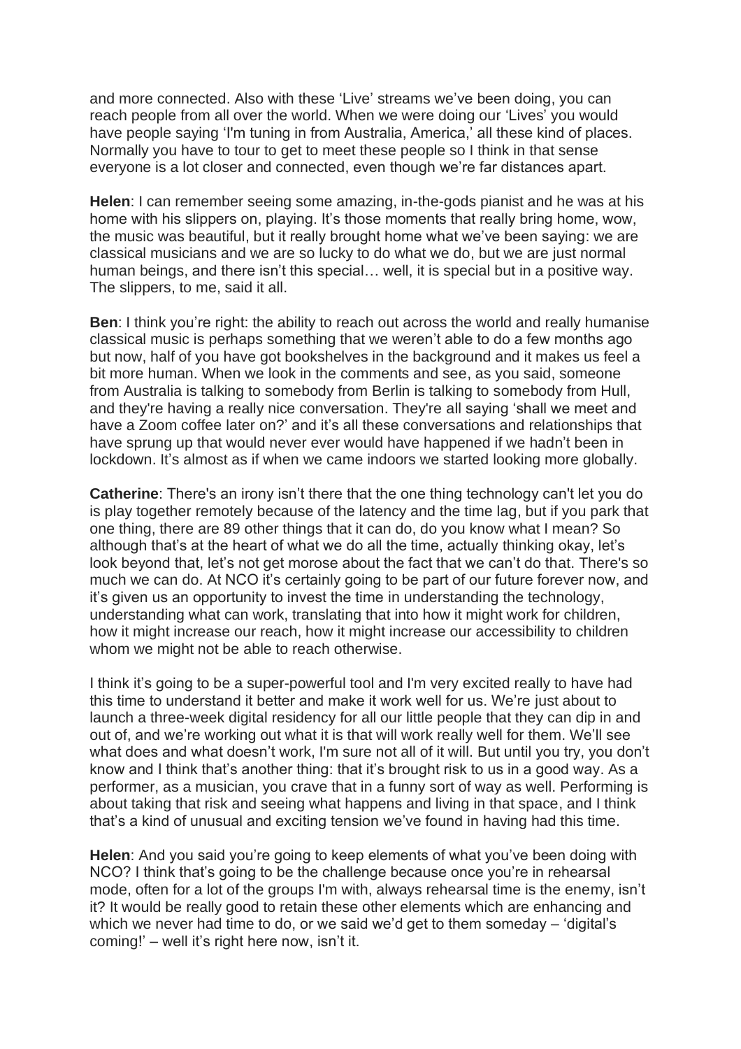and more connected. Also with these 'Live' streams we've been doing, you can reach people from all over the world. When we were doing our 'Lives' you would have people saying 'I'm tuning in from Australia, America,' all these kind of places. Normally you have to tour to get to meet these people so I think in that sense everyone is a lot closer and connected, even though we're far distances apart.

**Helen**: I can remember seeing some amazing, in-the-gods pianist and he was at his home with his slippers on, playing. It's those moments that really bring home, wow, the music was beautiful, but it really brought home what we've been saying: we are classical musicians and we are so lucky to do what we do, but we are just normal human beings, and there isn't this special… well, it is special but in a positive way. The slippers, to me, said it all.

**Ben**: I think you're right: the ability to reach out across the world and really humanise classical music is perhaps something that we weren't able to do a few months ago but now, half of you have got bookshelves in the background and it makes us feel a bit more human. When we look in the comments and see, as you said, someone from Australia is talking to somebody from Berlin is talking to somebody from Hull, and they're having a really nice conversation. They're all saying 'shall we meet and have a Zoom coffee later on?' and it's all these conversations and relationships that have sprung up that would never ever would have happened if we hadn't been in lockdown. It's almost as if when we came indoors we started looking more globally.

**Catherine**: There's an irony isn't there that the one thing technology can't let you do is play together remotely because of the latency and the time lag, but if you park that one thing, there are 89 other things that it can do, do you know what I mean? So although that's at the heart of what we do all the time, actually thinking okay, let's look beyond that, let's not get morose about the fact that we can't do that. There's so much we can do. At NCO it's certainly going to be part of our future forever now, and it's given us an opportunity to invest the time in understanding the technology, understanding what can work, translating that into how it might work for children, how it might increase our reach, how it might increase our accessibility to children whom we might not be able to reach otherwise.

I think it's going to be a super-powerful tool and I'm very excited really to have had this time to understand it better and make it work well for us. We're just about to launch a three-week digital residency for all our little people that they can dip in and out of, and we're working out what it is that will work really well for them. We'll see what does and what doesn't work, I'm sure not all of it will. But until you try, you don't know and I think that's another thing: that it's brought risk to us in a good way. As a performer, as a musician, you crave that in a funny sort of way as well. Performing is about taking that risk and seeing what happens and living in that space, and I think that's a kind of unusual and exciting tension we've found in having had this time.

**Helen**: And you said you're going to keep elements of what you've been doing with NCO? I think that's going to be the challenge because once you're in rehearsal mode, often for a lot of the groups I'm with, always rehearsal time is the enemy, isn't it? It would be really good to retain these other elements which are enhancing and which we never had time to do, or we said we'd get to them someday – 'digital's coming!' – well it's right here now, isn't it.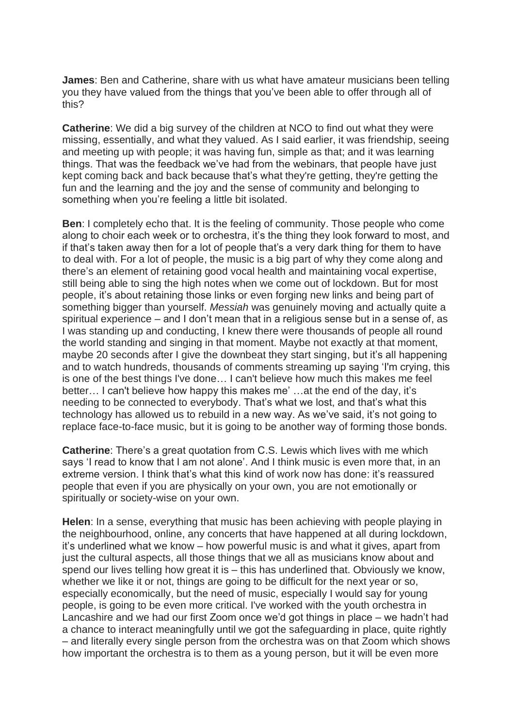**James**: Ben and Catherine, share with us what have amateur musicians been telling you they have valued from the things that you've been able to offer through all of this?

**Catherine**: We did a big survey of the children at NCO to find out what they were missing, essentially, and what they valued. As I said earlier, it was friendship, seeing and meeting up with people; it was having fun, simple as that; and it was learning things. That was the feedback we've had from the webinars, that people have just kept coming back and back because that's what they're getting, they're getting the fun and the learning and the joy and the sense of community and belonging to something when you're feeling a little bit isolated.

**Ben**: I completely echo that. It is the feeling of community. Those people who come along to choir each week or to orchestra, it's the thing they look forward to most, and if that's taken away then for a lot of people that's a very dark thing for them to have to deal with. For a lot of people, the music is a big part of why they come along and there's an element of retaining good vocal health and maintaining vocal expertise, still being able to sing the high notes when we come out of lockdown. But for most people, it's about retaining those links or even forging new links and being part of something bigger than yourself. *Messiah* was genuinely moving and actually quite a spiritual experience – and I don't mean that in a religious sense but in a sense of, as I was standing up and conducting, I knew there were thousands of people all round the world standing and singing in that moment. Maybe not exactly at that moment, maybe 20 seconds after I give the downbeat they start singing, but it's all happening and to watch hundreds, thousands of comments streaming up saying 'I'm crying, this is one of the best things I've done… I can't believe how much this makes me feel better… I can't believe how happy this makes me' …at the end of the day, it's needing to be connected to everybody. That's what we lost, and that's what this technology has allowed us to rebuild in a new way. As we've said, it's not going to replace face-to-face music, but it is going to be another way of forming those bonds.

**Catherine**: There's a great quotation from C.S. Lewis which lives with me which says 'I read to know that I am not alone'. And I think music is even more that, in an extreme version. I think that's what this kind of work now has done: it's reassured people that even if you are physically on your own, you are not emotionally or spiritually or society-wise on your own.

**Helen**: In a sense, everything that music has been achieving with people playing in the neighbourhood, online, any concerts that have happened at all during lockdown, it's underlined what we know – how powerful music is and what it gives, apart from just the cultural aspects, all those things that we all as musicians know about and spend our lives telling how great it is – this has underlined that. Obviously we know, whether we like it or not, things are going to be difficult for the next year or so, especially economically, but the need of music, especially I would say for young people, is going to be even more critical. I've worked with the youth orchestra in Lancashire and we had our first Zoom once we'd got things in place – we hadn't had a chance to interact meaningfully until we got the safeguarding in place, quite rightly – and literally every single person from the orchestra was on that Zoom which shows how important the orchestra is to them as a young person, but it will be even more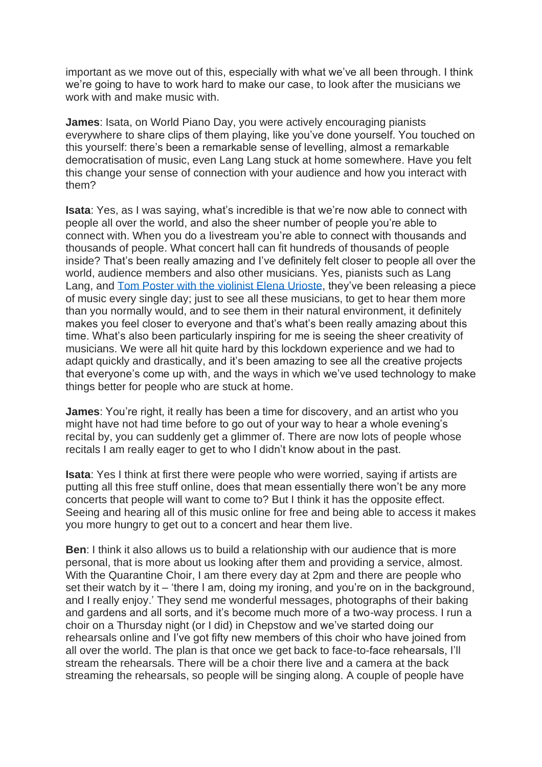important as we move out of this, especially with what we've all been through. I think we're going to have to work hard to make our case, to look after the musicians we work with and make music with.

**James**: Isata, on World Piano Day, you were actively encouraging pianists everywhere to share clips of them playing, like you've done yourself. You touched on this yourself: there's been a remarkable sense of levelling, almost a remarkable democratisation of music, even Lang Lang stuck at home somewhere. Have you felt this change your sense of connection with your audience and how you interact with them?

**Isata**: Yes, as I was saying, what's incredible is that we're now able to connect with people all over the world, and also the sheer number of people you're able to connect with. When you do a livestream you're able to connect with thousands and thousands of people. What concert hall can fit hundreds of thousands of people inside? That's been really amazing and I've definitely felt closer to people all over the world, audience members and also other musicians. Yes, pianists such as Lang Lang, and [Tom Poster with the violinist Elena Urioste](), they've been releasing a piece of music every single day; just to see all these musicians, to get to hear them more than you normally would, and to see them in their natural environment, it definitely makes you feel closer to everyone and that's what's been really amazing about this time. What's also been particularly inspiring for me is seeing the sheer creativity of musicians. We were all hit quite hard by this lockdown experience and we had to adapt quickly and drastically, and it's been amazing to see all the creative projects that everyone's come up with, and the ways in which we've used technology to make things better for people who are stuck at home.

**James**: You're right, it really has been a time for discovery, and an artist who you might have not had time before to go out of your way to hear a whole evening's recital by, you can suddenly get a glimmer of. There are now lots of people whose recitals I am really eager to get to who I didn't know about in the past.

**Isata**: Yes I think at first there were people who were worried, saying if artists are putting all this free stuff online, does that mean essentially there won't be any more concerts that people will want to come to? But I think it has the opposite effect. Seeing and hearing all of this music online for free and being able to access it makes you more hungry to get out to a concert and hear them live.

**Ben**: I think it also allows us to build a relationship with our audience that is more personal, that is more about us looking after them and providing a service, almost. With the Quarantine Choir, I am there every day at 2pm and there are people who set their watch by it – 'there I am, doing my ironing, and you're on in the background, and I really enjoy.' They send me wonderful messages, photographs of their baking and gardens and all sorts, and it's become much more of a two-way process. I run a choir on a Thursday night (or I did) in Chepstow and we've started doing our rehearsals online and I've got fifty new members of this choir who have joined from all over the world. The plan is that once we get back to face-to-face rehearsals, I'll stream the rehearsals. There will be a choir there live and a camera at the back streaming the rehearsals, so people will be singing along. A couple of people have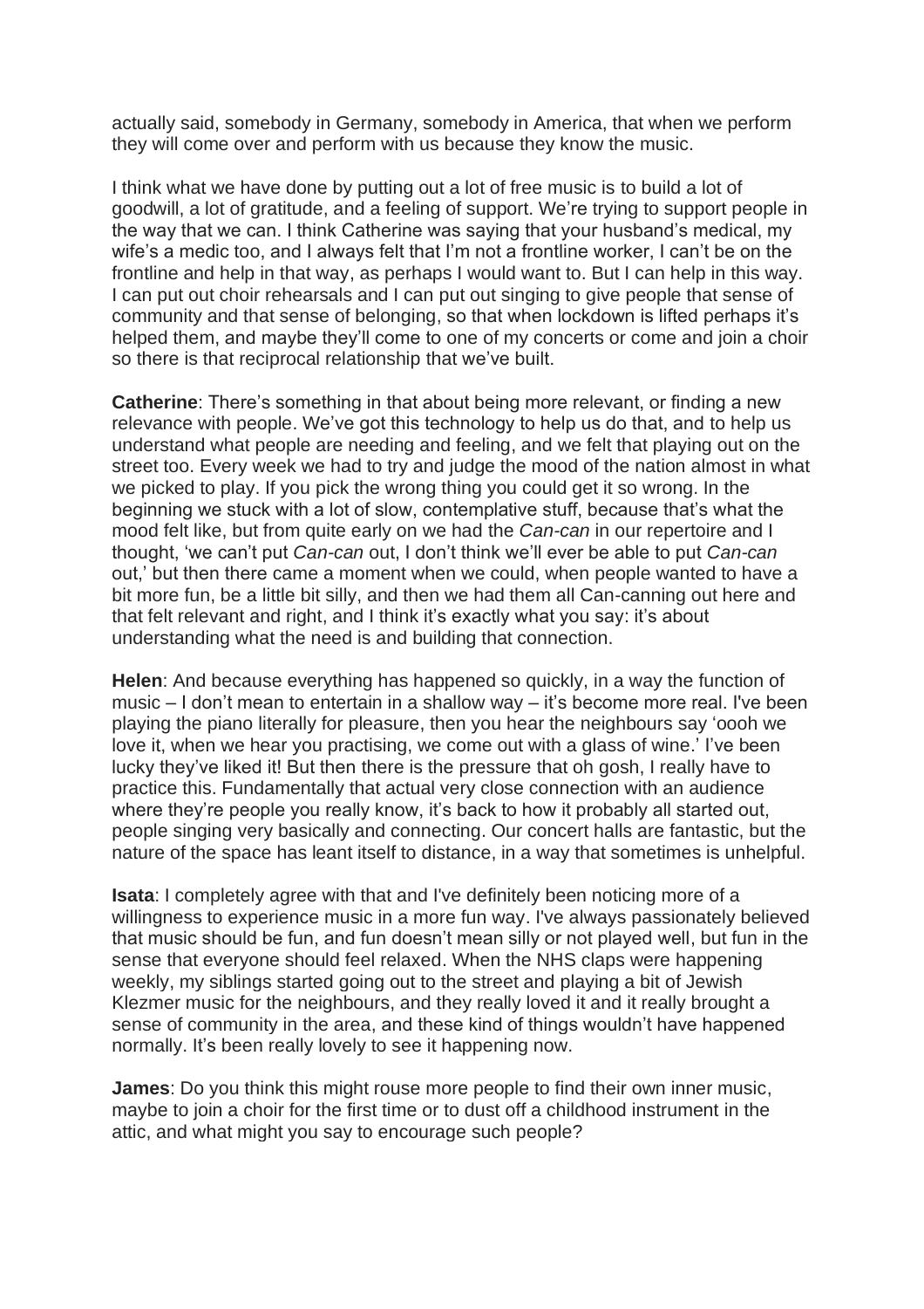actually said, somebody in Germany, somebody in America, that when we perform they will come over and perform with us because they know the music.

I think what we have done by putting out a lot of free music is to build a lot of goodwill, a lot of gratitude, and a feeling of support. We're trying to support people in the way that we can. I think Catherine was saying that your husband's medical, my wife's a medic too, and I always felt that I'm not a frontline worker, I can't be on the frontline and help in that way, as perhaps I would want to. But I can help in this way. I can put out choir rehearsals and I can put out singing to give people that sense of community and that sense of belonging, so that when lockdown is lifted perhaps it's helped them, and maybe they'll come to one of my concerts or come and join a choir so there is that reciprocal relationship that we've built.

**Catherine**: There's something in that about being more relevant, or finding a new relevance with people. We've got this technology to help us do that, and to help us understand what people are needing and feeling, and we felt that playing out on the street too. Every week we had to try and judge the mood of the nation almost in what we picked to play. If you pick the wrong thing you could get it so wrong. In the beginning we stuck with a lot of slow, contemplative stuff, because that's what the mood felt like, but from quite early on we had the *Can-can* in our repertoire and I thought, 'we can't put *Can-can* out, I don't think we'll ever be able to put *Can-can* out,' but then there came a moment when we could, when people wanted to have a bit more fun, be a little bit silly, and then we had them all Can-canning out here and that felt relevant and right, and I think it's exactly what you say: it's about understanding what the need is and building that connection.

**Helen**: And because everything has happened so quickly, in a way the function of music – I don't mean to entertain in a shallow way – it's become more real. I've been playing the piano literally for pleasure, then you hear the neighbours say 'oooh we love it, when we hear you practising, we come out with a glass of wine.' I've been lucky they've liked it! But then there is the pressure that oh gosh, I really have to practice this. Fundamentally that actual very close connection with an audience where they're people you really know, it's back to how it probably all started out, people singing very basically and connecting. Our concert halls are fantastic, but the nature of the space has leant itself to distance, in a way that sometimes is unhelpful.

**Isata**: I completely agree with that and I've definitely been noticing more of a willingness to experience music in a more fun way. I've always passionately believed that music should be fun, and fun doesn't mean silly or not played well, but fun in the sense that everyone should feel relaxed. When the NHS claps were happening weekly, my siblings started going out to the street and playing a bit of Jewish Klezmer music for the neighbours, and they really loved it and it really brought a sense of community in the area, and these kind of things wouldn't have happened normally. It's been really lovely to see it happening now.

**James**: Do you think this might rouse more people to find their own inner music, maybe to join a choir for the first time or to dust off a childhood instrument in the attic, and what might you say to encourage such people?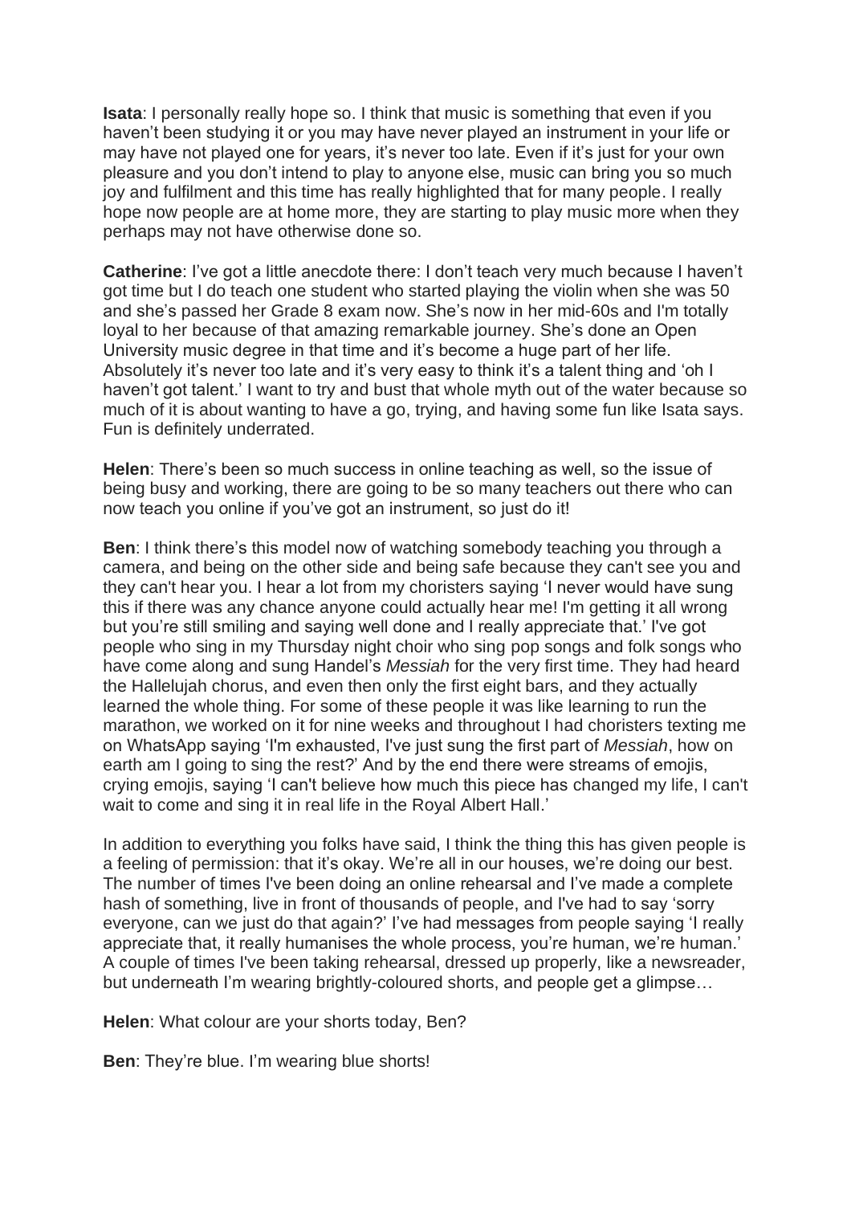**Isata**: I personally really hope so. I think that music is something that even if you haven't been studying it or you may have never played an instrument in your life or may have not played one for years, it's never too late. Even if it's just for your own pleasure and you don't intend to play to anyone else, music can bring you so much joy and fulfilment and this time has really highlighted that for many people. I really hope now people are at home more, they are starting to play music more when they perhaps may not have otherwise done so.

**Catherine**: I've got a little anecdote there: I don't teach very much because I haven't got time but I do teach one student who started playing the violin when she was 50 and she's passed her Grade 8 exam now. She's now in her mid-60s and I'm totally loyal to her because of that amazing remarkable journey. She's done an Open University music degree in that time and it's become a huge part of her life. Absolutely it's never too late and it's very easy to think it's a talent thing and 'oh I haven't got talent.' I want to try and bust that whole myth out of the water because so much of it is about wanting to have a go, trying, and having some fun like Isata says. Fun is definitely underrated.

**Helen**: There's been so much success in online teaching as well, so the issue of being busy and working, there are going to be so many teachers out there who can now teach you online if you've got an instrument, so just do it!

**Ben**: I think there's this model now of watching somebody teaching you through a camera, and being on the other side and being safe because they can't see you and they can't hear you. I hear a lot from my choristers saying 'I never would have sung this if there was any chance anyone could actually hear me! I'm getting it all wrong but you're still smiling and saying well done and I really appreciate that.' I've got people who sing in my Thursday night choir who sing pop songs and folk songs who have come along and sung Handel's *Messiah* for the very first time. They had heard the Hallelujah chorus, and even then only the first eight bars, and they actually learned the whole thing. For some of these people it was like learning to run the marathon, we worked on it for nine weeks and throughout I had choristers texting me on WhatsApp saying 'I'm exhausted, I've just sung the first part of *Messiah*, how on earth am I going to sing the rest?' And by the end there were streams of emojis, crying emojis, saying 'I can't believe how much this piece has changed my life, I can't wait to come and sing it in real life in the Royal Albert Hall.'

In addition to everything you folks have said, I think the thing this has given people is a feeling of permission: that it's okay. We're all in our houses, we're doing our best. The number of times I've been doing an online rehearsal and I've made a complete hash of something, live in front of thousands of people, and I've had to say 'sorry everyone, can we just do that again?' I've had messages from people saying 'I really appreciate that, it really humanises the whole process, you're human, we're human.' A couple of times I've been taking rehearsal, dressed up properly, like a newsreader, but underneath I'm wearing brightly-coloured shorts, and people get a glimpse…

**Helen**: What colour are your shorts today, Ben?

**Ben**: They're blue. I'm wearing blue shorts!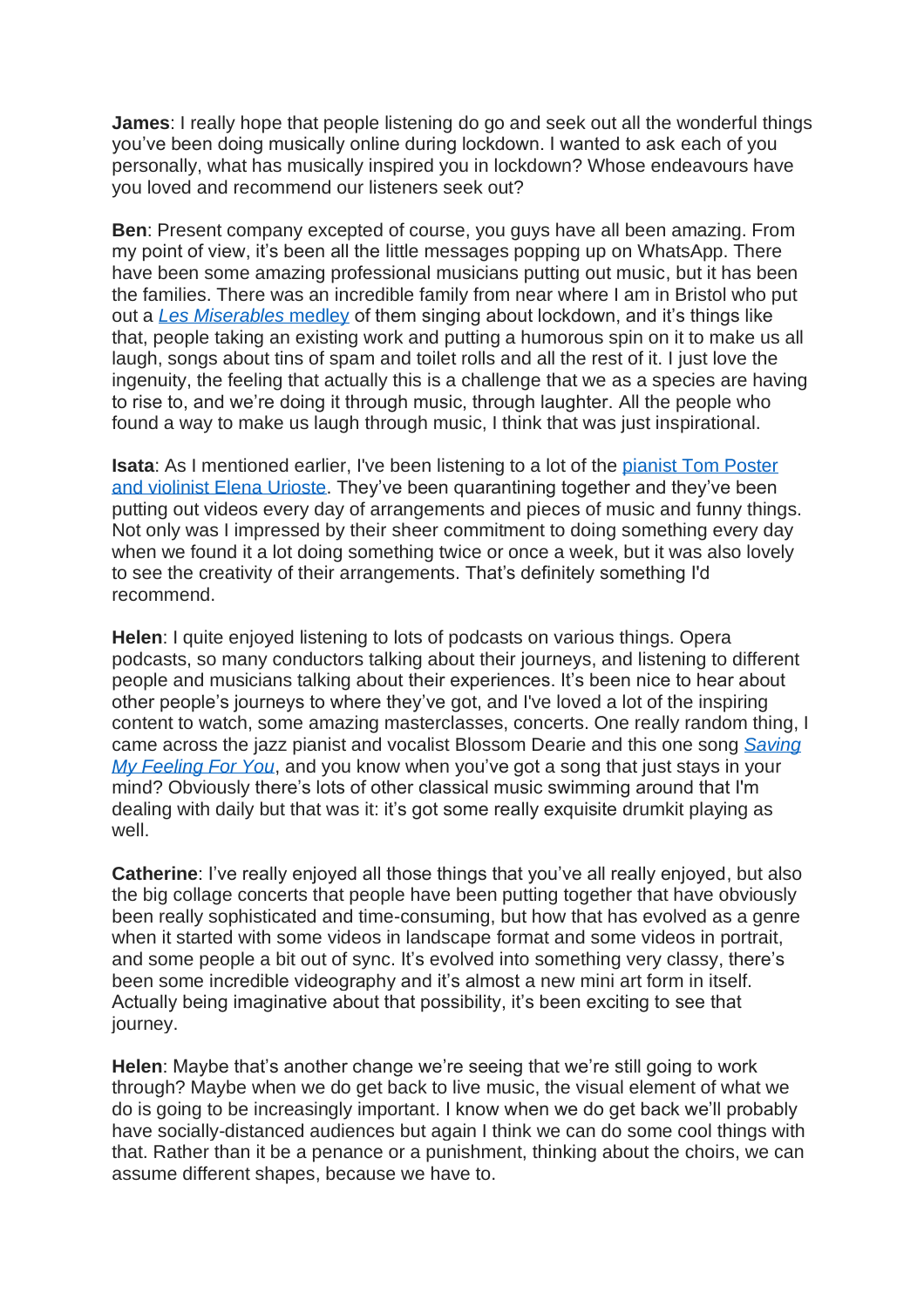**James**: I really hope that people listening do go and seek out all the wonderful things you've been doing musically online during lockdown. I wanted to ask each of you personally, what has musically inspired you in lockdown? Whose endeavours have you loved and recommend our listeners seek out?

**Ben**: Present company excepted of course, you guys have all been amazing. From my point of view, it's been all the little messages popping up on WhatsApp. There have been some amazing professional musicians putting out music, but it has been the families. There was an incredible family from near where I am in Bristol who put out a [*Les Miserables* medley]() of them singing about lockdown, and it's things like that, people taking an existing work and putting a humorous spin on it to make us all laugh, songs about tins of spam and toilet rolls and all the rest of it. I just love the ingenuity, the feeling that actually this is a challenge that we as a species are having to rise to, and we're doing it through music, through laughter. All the people who found a way to make us laugh through music, I think that was just inspirational.

**Isata**: As I mentioned earlier, I've been listening to a lot of the [pianist Tom Poster and violinist Elena Urioste](). They've been quarantining together and they've been putting out videos every day of arrangements and pieces of music and funny things. Not only was I impressed by their sheer commitment to doing something every day when we found it a lot doing something twice or once a week, but it was also lovely to see the creativity of their arrangements. That's definitely something I'd recommend.

**Helen**: I quite enjoyed listening to lots of podcasts on various things. Opera podcasts, so many conductors talking about their journeys, and listening to different people and musicians talking about their experiences. It's been nice to hear about other people's journeys to where they've got, and I've loved a lot of the inspiring content to watch, some amazing masterclasses, concerts. One really random thing, I came across the jazz pianist and vocalist Blossom Dearie and this one song [*Saving My Feeling For You*](), and you know when you've got a song that just stays in your mind? Obviously there's lots of other classical music swimming around that I'm dealing with daily but that was it: it's got some really exquisite drumkit playing as well.

**Catherine**: I've really enjoyed all those things that you've all really enjoyed, but also the big collage concerts that people have been putting together that have obviously been really sophisticated and time-consuming, but how that has evolved as a genre when it started with some videos in landscape format and some videos in portrait, and some people a bit out of sync. It's evolved into something very classy, there's been some incredible videography and it's almost a new mini art form in itself. Actually being imaginative about that possibility, it's been exciting to see that journey.

**Helen**: Maybe that's another change we're seeing that we're still going to work through? Maybe when we do get back to live music, the visual element of what we do is going to be increasingly important. I know when we do get back we'll probably have socially-distanced audiences but again I think we can do some cool things with that. Rather than it be a penance or a punishment, thinking about the choirs, we can assume different shapes, because we have to.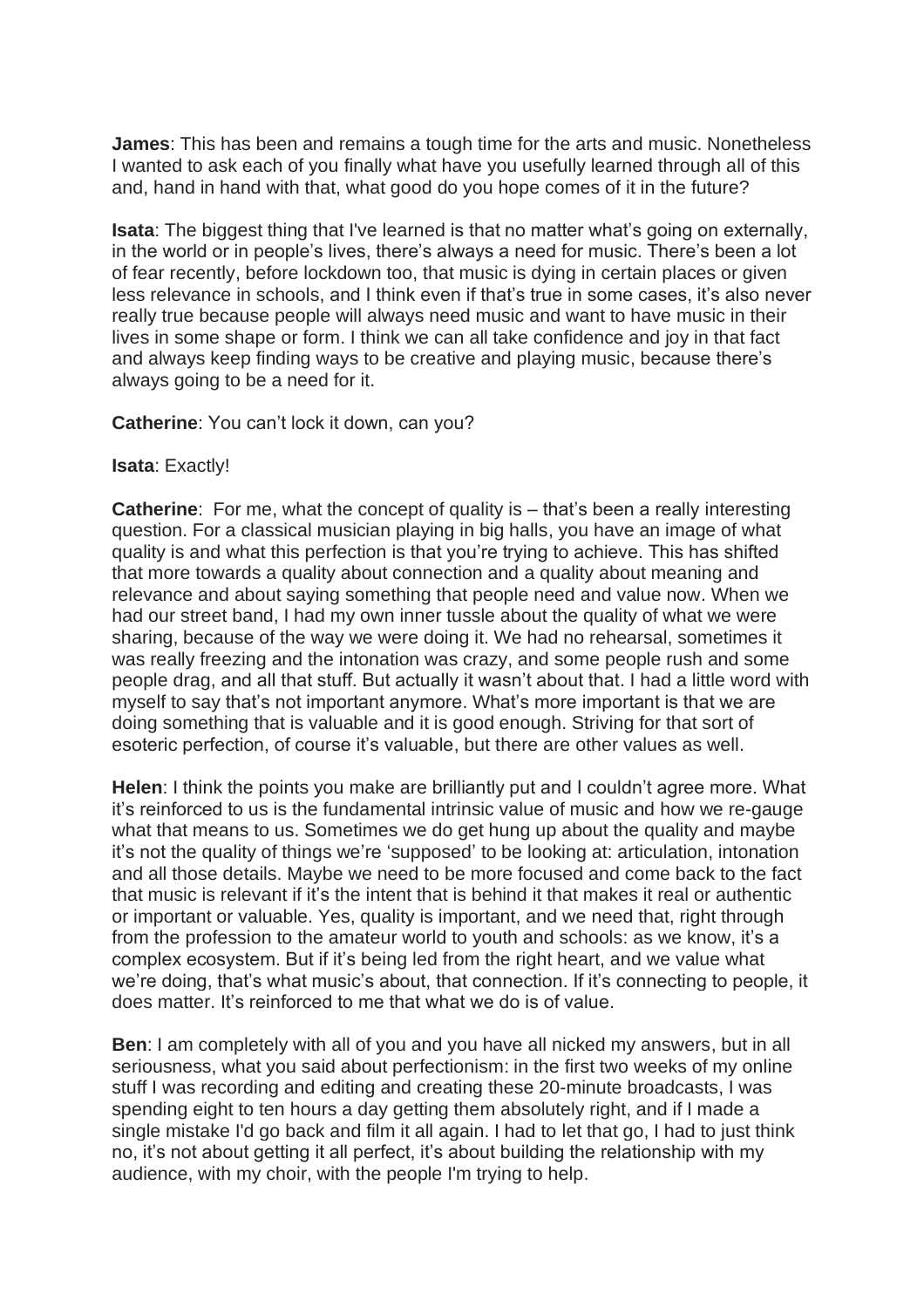**James**: This has been and remains a tough time for the arts and music. Nonetheless I wanted to ask each of you finally what have you usefully learned through all of this and, hand in hand with that, what good do you hope comes of it in the future?

**Isata**: The biggest thing that I've learned is that no matter what's going on externally, in the world or in people's lives, there's always a need for music. There's been a lot of fear recently, before lockdown too, that music is dying in certain places or given less relevance in schools, and I think even if that's true in some cases, it's also never really true because people will always need music and want to have music in their lives in some shape or form. I think we can all take confidence and joy in that fact and always keep finding ways to be creative and playing music, because there's always going to be a need for it.

**Catherine**: You can't lock it down, can you?

**Isata**: Exactly!

**Catherine**: For me, what the concept of quality is – that's been a really interesting question. For a classical musician playing in big halls, you have an image of what quality is and what this perfection is that you're trying to achieve. This has shifted that more towards a quality about connection and a quality about meaning and relevance and about saying something that people need and value now. When we had our street band, I had my own inner tussle about the quality of what we were sharing, because of the way we were doing it. We had no rehearsal, sometimes it was really freezing and the intonation was crazy, and some people rush and some people drag, and all that stuff. But actually it wasn't about that. I had a little word with myself to say that's not important anymore. What's more important is that we are doing something that is valuable and it is good enough. Striving for that sort of esoteric perfection, of course it's valuable, but there are other values as well.

**Helen**: I think the points you make are brilliantly put and I couldn't agree more. What it's reinforced to us is the fundamental intrinsic value of music and how we re-gauge what that means to us. Sometimes we do get hung up about the quality and maybe it's not the quality of things we're 'supposed' to be looking at: articulation, intonation and all those details. Maybe we need to be more focused and come back to the fact that music is relevant if it's the intent that is behind it that makes it real or authentic or important or valuable. Yes, quality is important, and we need that, right through from the profession to the amateur world to youth and schools: as we know, it's a complex ecosystem. But if it's being led from the right heart, and we value what we're doing, that's what music's about, that connection. If it's connecting to people, it does matter. It's reinforced to me that what we do is of value.

**Ben**: I am completely with all of you and you have all nicked my answers, but in all seriousness, what you said about perfectionism: in the first two weeks of my online stuff I was recording and editing and creating these 20-minute broadcasts, I was spending eight to ten hours a day getting them absolutely right, and if I made a single mistake I'd go back and film it all again. I had to let that go, I had to just think no, it's not about getting it all perfect, it's about building the relationship with my audience, with my choir, with the people I'm trying to help.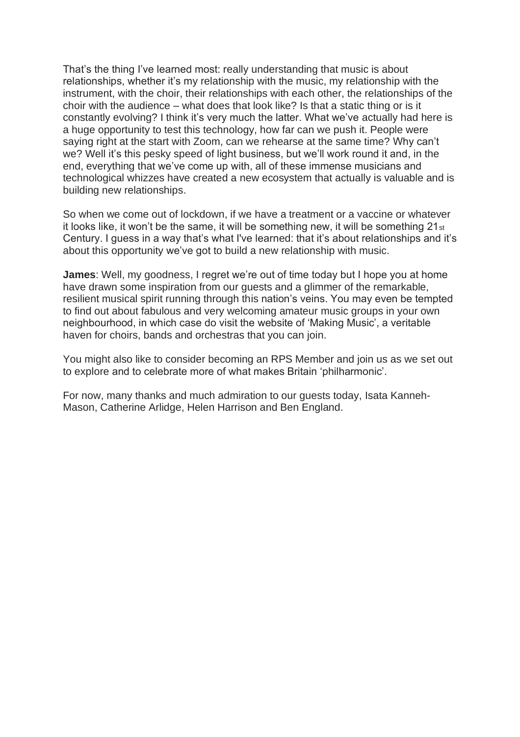That's the thing I've learned most: really understanding that music is about relationships, whether it's my relationship with the music, my relationship with the instrument, with the choir, their relationships with each other, the relationships of the choir with the audience – what does that look like? Is that a static thing or is it constantly evolving? I think it's very much the latter. What we've actually had here is a huge opportunity to test this technology, how far can we push it. People were saying right at the start with Zoom, can we rehearse at the same time? Why can't we? Well it's this pesky speed of light business, but we'll work round it and, in the end, everything that we've come up with, all of these immense musicians and technological whizzes have created a new ecosystem that actually is valuable and is building new relationships.

So when we come out of lockdown, if we have a treatment or a vaccine or whatever it looks like, it won't be the same, it will be something new, it will be something 21st Century. I guess in a way that's what I've learned: that it's about relationships and it's about this opportunity we've got to build a new relationship with music.

**James**: Well, my goodness, I regret we're out of time today but I hope you at home have drawn some inspiration from our guests and a glimmer of the remarkable, resilient musical spirit running through this nation's veins. You may even be tempted to find out about fabulous and very welcoming amateur music groups in your own neighbourhood, in which case do visit the website of 'Making Music', a veritable haven for choirs, bands and orchestras that you can join.

You might also like to consider becoming an RPS Member and join us as we set out to explore and to celebrate more of what makes Britain 'philharmonic'.

For now, many thanks and much admiration to our guests today, Isata Kanneh-Mason, Catherine Arlidge, Helen Harrison and Ben England.